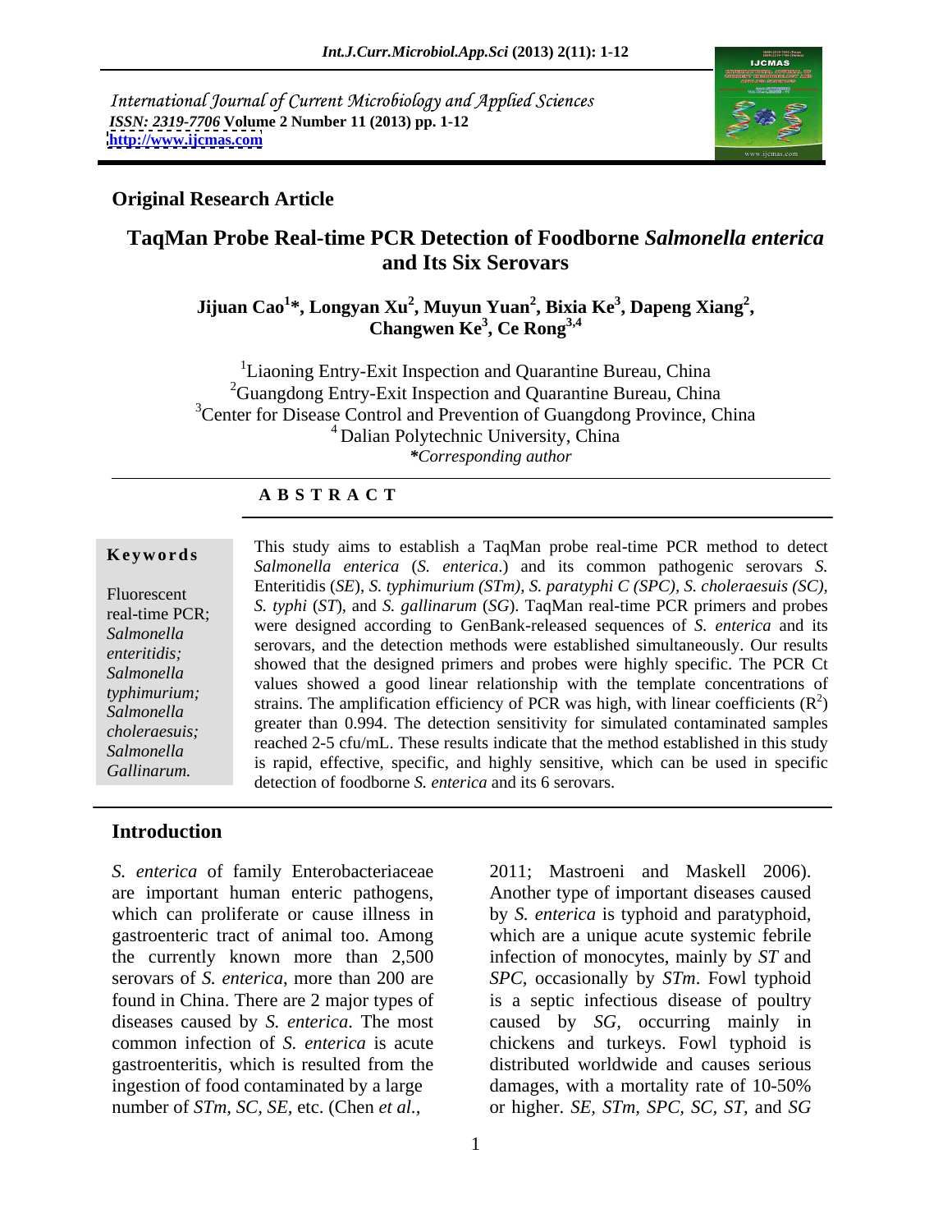International Journal of Current Microbiology and Applied Sciences
*ISSN: 2319-7706* **Volume 2 Number 11 (2013) pp. 1-12**
**http://www.ijcmas.com**

**Original Research Article**

# TaqMan Probe Real-time PCR Detection of Foodborne *Salmonella enterica* and Its Six Serovars

**Jijuan Cao[1]\*, Longyan Xu[2], Muyun Yuan[2], Bixia Ke[3], Dapeng Xiang[2], Changwen Ke[3], Ce Rong[3,4]**

[1]Liaoning Entry-Exit Inspection and Quarantine Bureau, China
[2]Guangdong Entry-Exit Inspection and Quarantine Bureau, China
[3]Center for Disease Control and Prevention of Guangdong Province, China
[4]Dalian Polytechnic University, China
*\*Corresponding author*

**A B S T R A C T**

**Keywords**

Fluorescent real-time PCR; *Salmonella enteritidis; Salmonella typhimurium; Salmonella choleraesuis; Salmonella Gallinarum.*

This study aims to establish a TaqMan probe real-time PCR method to detect *Salmonella enterica* (*S. enterica*.) and its common pathogenic serovars *S.* Enteritidis (*SE*), *S. typhimurium (STm), S. paratyphi C (SPC), S. choleraesuis (SC), S. typhi* (*ST*), and *S. gallinarum* (*SG*). TaqMan real-time PCR primers and probes were designed according to GenBank-released sequences of *S. enterica* and its serovars, and the detection methods were established simultaneously. Our results showed that the designed primers and probes were highly specific. The PCR Ct values showed a good linear relationship with the template concentrations of strains. The amplification efficiency of PCR was high, with linear coefficients ($R^2$) greater than 0.994. The detection sensitivity for simulated contaminated samples reached 2-5 cfu/mL. These results indicate that the method established in this study is rapid, effective, specific, and highly sensitive, which can be used in specific detection of foodborne *S. enterica* and its 6 serovars.

## Introduction

*S. enterica* of family Enterobacteriaceae are important human enteric pathogens, which can proliferate or cause illness in gastroenteric tract of animal too. Among the currently known more than 2,500 serovars of *S. enterica*, more than 200 are found in China. There are 2 major types of diseases caused by *S. enterica*. The most common infection of *S. enterica* is acute gastroenteritis, which is resulted from the ingestion of food contaminated by a large number of *STm, SC, SE*, etc. (Chen *et al.*, 2011; Mastroeni and Maskell 2006). Another type of important diseases caused by *S. enterica* is typhoid and paratyphoid, which are a unique acute systemic febrile infection of monocytes, mainly by *ST* and *SPC*, occasionally by *STm*. Fowl typhoid is a septic infectious disease of poultry caused by *SG*, occurring mainly in chickens and turkeys. Fowl typhoid is distributed worldwide and causes serious damages, with a mortality rate of 10-50% or higher. *SE, STm, SPC, SC, ST*, and *SG*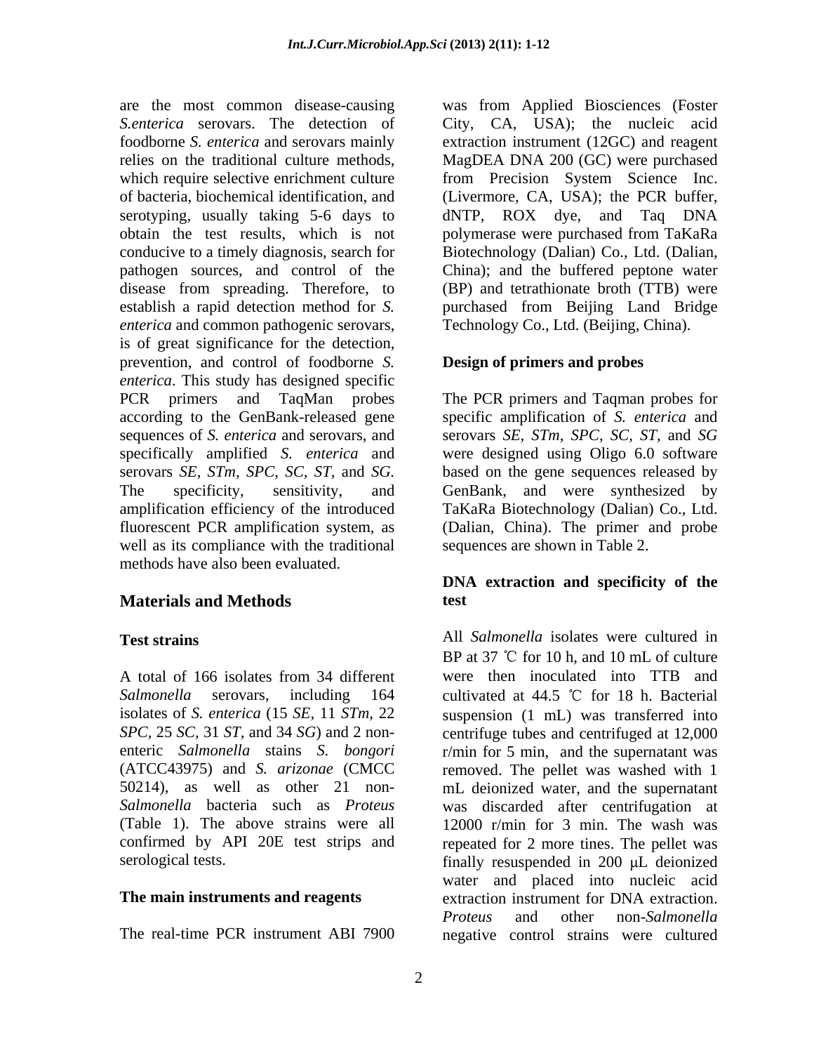are the most common disease-causing *S.enterica* serovars. The detection of foodborne *S. enterica* and serovars mainly relies on the traditional culture methods, which require selective enrichment culture of bacteria, biochemical identification, and serotyping, usually taking 5-6 days to obtain the test results, which is not conducive to a timely diagnosis, search for pathogen sources, and control of the disease from spreading. Therefore, to establish a rapid detection method for *S. enterica* and common pathogenic serovars, is of great significance for the detection, prevention, and control of foodborne *S. enterica*. This study has designed specific PCR primers and TaqMan probes according to the GenBank-released gene sequences of *S. enterica* and serovars, and specifically amplified *S. enterica* and serovars *SE*, *STm*, *SPC*, *SC*, *ST*, and *SG*. The specificity, sensitivity, and amplification efficiency of the introduced fluorescent PCR amplification system, as well as its compliance with the traditional methods have also been evaluated.

## Materials and Methods

### Test strains

A total of 166 isolates from 34 different *Salmonella* serovars, including 164 isolates of *S. enterica* (15 *SE*, 11 *STm*, 22 *SPC*, 25 *SC*, 31 *ST*, and 34 *SG*) and 2 non-enteric *Salmonella* strains *S. bongori* (ATCC43975) and *S. arizonae* (CMCC 50214), as well as other 21 non-*Salmonella* bacteria such as *Proteus* (Table 1). The above strains were all confirmed by API 20E test strips and serological tests.

### The main instruments and reagents

The real-time PCR instrument ABI 7900 was from Applied Biosciences (Foster City, CA, USA); the nucleic acid extraction instrument (12GC) and reagent MagDEA DNA 200 (GC) were purchased from Precision System Science Inc. (Livermore, CA, USA); the PCR buffer, dNTP, ROX dye, and Taq DNA polymerase were purchased from TaKaRa Biotechnology (Dalian) Co., Ltd. (Dalian, China); and the buffered peptone water (BP) and tetrathionate broth (TTB) were purchased from Beijing Land Bridge Technology Co., Ltd. (Beijing, China).

### Design of primers and probes

The PCR primers and Taqman probes for specific amplification of *S. enterica* and serovars *SE*, *STm*, *SPC*, *SC*, *ST*, and *SG* were designed using Oligo 6.0 software based on the gene sequences released by GenBank, and were synthesized by TaKaRa Biotechnology (Dalian) Co., Ltd. (Dalian, China). The primer and probe sequences are shown in Table 2.

### DNA extraction and specificity of the test

All *Salmonella* isolates were cultured in BP at 37 ℃ for 10 h, and 10 mL of culture were then inoculated into TTB and cultivated at 44.5 ℃ for 18 h. Bacterial suspension (1 mL) was transferred into centrifuge tubes and centrifuged at 12,000 r/min for 5 min, and the supernatant was removed. The pellet was washed with 1 mL deionized water, and the supernatant was discarded after centrifugation at 12000 r/min for 3 min. The wash was repeated for 2 more tines. The pellet was finally resuspended in 200 μL deionized water and placed into nucleic acid extraction instrument for DNA extraction. *Proteus* and other non-*Salmonella* negative control strains were cultured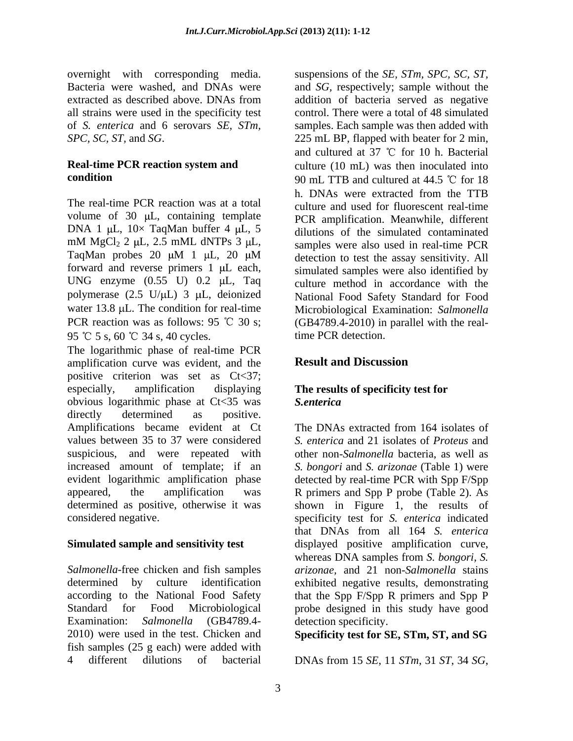overnight with corresponding media. Bacteria were washed, and DNAs were extracted as described above. DNAs from all strains were used in the specificity test of *S. enterica* and 6 serovars *SE*, *STm*, *SPC*, *SC*, *ST*, and *SG*.

### Real-time PCR reaction system and condition

The real-time PCR reaction was at a total volume of 30 μL, containing template DNA 1 μL, 10× TaqMan buffer 4 μL, 5 mM $MgCl_2$ 2 μL, 2.5 mML dNTPs 3 μL, TaqMan probes 20 μM 1 μL, 20 μM forward and reverse primers 1 μL each, UNG enzyme (0.55 U) 0.2 μL, Taq polymerase (2.5 U/μL) 3 μL, deionized water 13.8 μL. The condition for real-time PCR reaction was as follows: 95 ℃ 30 s; 95 ℃ 5 s, 60 ℃ 34 s, 40 cycles.

The logarithmic phase of real-time PCR amplification curve was evident, and the positive criterion was set as Ct<37; especially, amplification displaying obvious logarithmic phase at Ct<35 was directly determined as positive. Amplifications became evident at Ct values between 35 to 37 were considered suspicious, and were repeated with increased amount of template; if an evident logarithmic amplification phase appeared, the amplification was determined as positive, otherwise it was considered negative.

### Simulated sample and sensitivity test

*Salmonella*-free chicken and fish samples determined by culture identification according to the National Food Safety Standard for Food Microbiological Examination: *Salmonella* (GB4789.4-2010) were used in the test. Chicken and fish samples (25 g each) were added with 4 different dilutions of bacterial suspensions of the *SE, STm, SPC, SC, ST,* and *SG*, respectively; sample without the addition of bacteria served as negative control. There were a total of 48 simulated samples. Each sample was then added with 225 mL BP, flapped with beater for 2 min, and cultured at 37 ℃ for 10 h. Bacterial culture (10 mL) was then inoculated into 90 mL TTB and cultured at 44.5 ℃ for 18 h. DNAs were extracted from the TTB culture and used for fluorescent real-time PCR amplification. Meanwhile, different dilutions of the simulated contaminated samples were also used in real-time PCR detection to test the assay sensitivity. All simulated samples were also identified by culture method in accordance with the National Food Safety Standard for Food Microbiological Examination: *Salmonella* (GB4789.4-2010) in parallel with the real-time PCR detection.

## Result and Discussion

### The results of specificity test for *S.enterica*

The DNAs extracted from 164 isolates of *S. enterica* and 21 isolates of *Proteus* and other non-*Salmonella* bacteria, as well as *S. bongori* and *S. arizonae* (Table 1) were detected by real-time PCR with Spp F/Spp R primers and Spp P probe (Table 2). As shown in Figure 1, the results of specificity test for *S. enterica* indicated that DNAs from all 164 *S. enterica* displayed positive amplification curve, whereas DNA samples from *S. bongori*, *S. arizonae*, and 21 non-*Salmonella* stains exhibited negative results, demonstrating that the Spp F/Spp R primers and Spp P probe designed in this study have good detection specificity.

### Specificity test for SE, STm, ST, and SG

DNAs from 15 *SE*, 11 *STm*, 31 *ST*, 34 *SG*,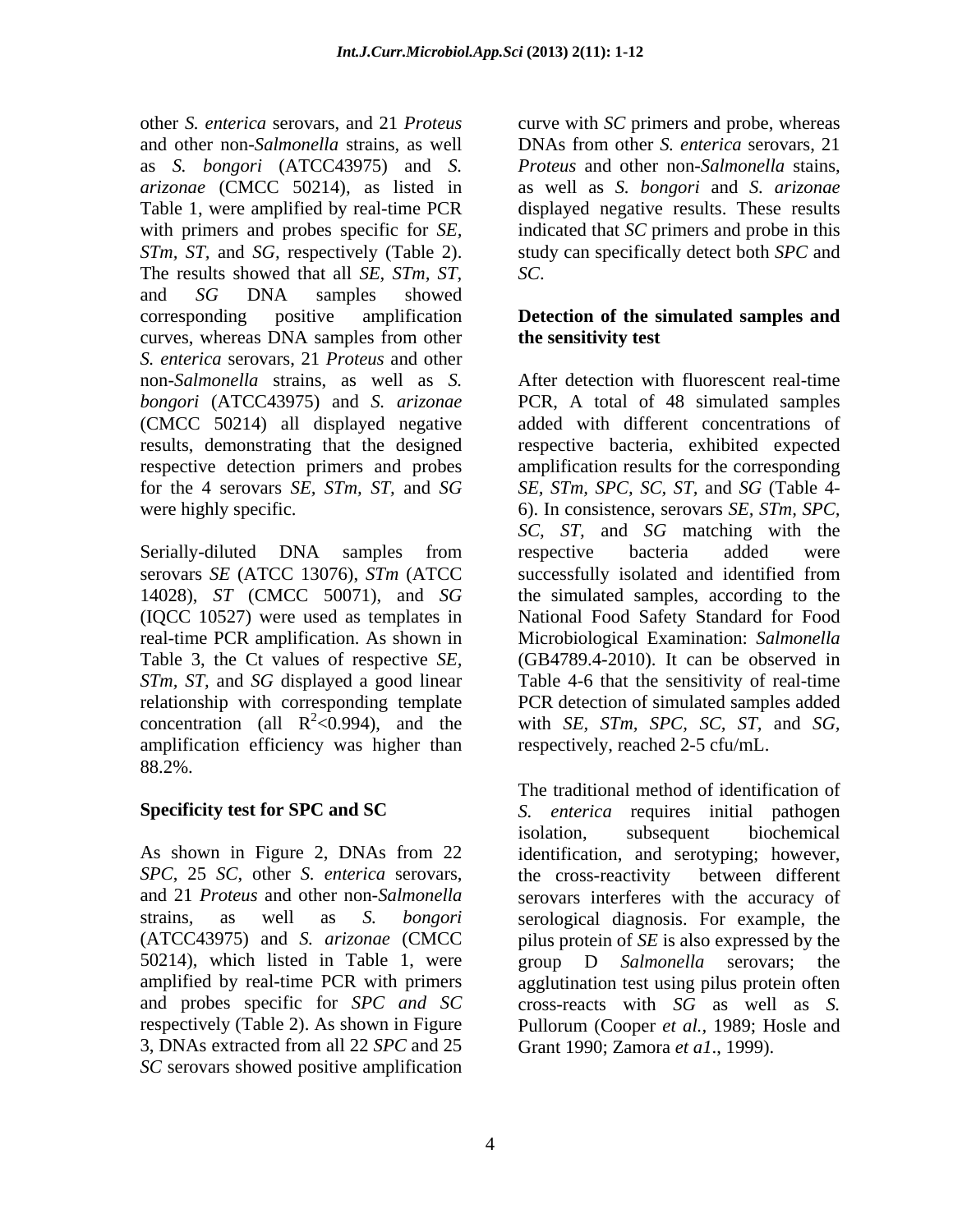other *S. enterica* serovars, and 21 *Proteus* and other non-*Salmonella* strains, as well as *S. bongori* (ATCC43975) and *S. arizonae* (CMCC 50214), as listed in Table 1, were amplified by real-time PCR with primers and probes specific for *SE*, *STm*, *ST*, and *SG*, respectively (Table 2). The results showed that all *SE*, *STm*, *ST*, and *SG* DNA samples showed corresponding positive amplification curves, whereas DNA samples from other *S. enterica* serovars, 21 *Proteus* and other non-*Salmonella* strains, as well as *S. bongori* (ATCC43975) and *S. arizonae* (CMCC 50214) all displayed negative results, demonstrating that the designed respective detection primers and probes for the 4 serovars *SE*, *STm*, *ST*, and *SG* were highly specific.

Serially-diluted DNA samples from serovars *SE* (ATCC 13076), *STm* (ATCC 14028), *ST* (CMCC 50071), and *SG* (IQCC 10527) were used as templates in real-time PCR amplification. As shown in Table 3, the Ct values of respective *SE*, *STm*, *ST*, and *SG* displayed a good linear relationship with corresponding template concentration (all $R^2$<0.994), and the amplification efficiency was higher than 88.2%.

### Specificity test for SPC and SC

As shown in Figure 2, DNAs from 22 *SPC*, 25 *SC*, other *S. enterica* serovars, and 21 *Proteus* and other non-*Salmonella* strains, as well as *S. bongori* (ATCC43975) and *S. arizonae* (CMCC 50214), which listed in Table 1, were amplified by real-time PCR with primers and probes specific for *SPC and SC* respectively (Table 2). As shown in Figure 3, DNAs extracted from all 22 *SPC* and 25 *SC* serovars showed positive amplification curve with *SC* primers and probe, whereas DNAs from other *S. enterica* serovars, 21 *Proteus* and other non-*Salmonella* stains, as well as *S. bongori* and *S. arizonae* displayed negative results. These results indicated that *SC* primers and probe in this study can specifically detect both *SPC* and *SC*.

### Detection of the simulated samples and the sensitivity test

After detection with fluorescent real-time PCR, A total of 48 simulated samples added with different concentrations of respective bacteria, exhibited expected amplification results for the corresponding *SE*, *STm*, *SPC*, *SC*, *ST*, and *SG* (Table 4-6). In consistence, serovars *SE*, *STm*, *SPC*, *SC*, *ST*, and *SG* matching with the respective bacteria added were successfully isolated and identified from the simulated samples, according to the National Food Safety Standard for Food Microbiological Examination: *Salmonella* (GB4789.4-2010). It can be observed in Table 4-6 that the sensitivity of real-time PCR detection of simulated samples added with *SE*, *STm*, *SPC*, *SC*, *ST*, and *SG*, respectively, reached 2-5 cfu/mL.

The traditional method of identification of *S. enterica* requires initial pathogen isolation, subsequent biochemical identification, and serotyping; however, the cross-reactivity between different serovars interferes with the accuracy of serological diagnosis. For example, the pilus protein of *SE* is also expressed by the group D *Salmonella* serovars; the agglutination test using pilus protein often cross-reacts with *SG* as well as *S.* Pullorum (Cooper *et al.*, 1989; Hosle and Grant 1990; Zamora *et a1*., 1999).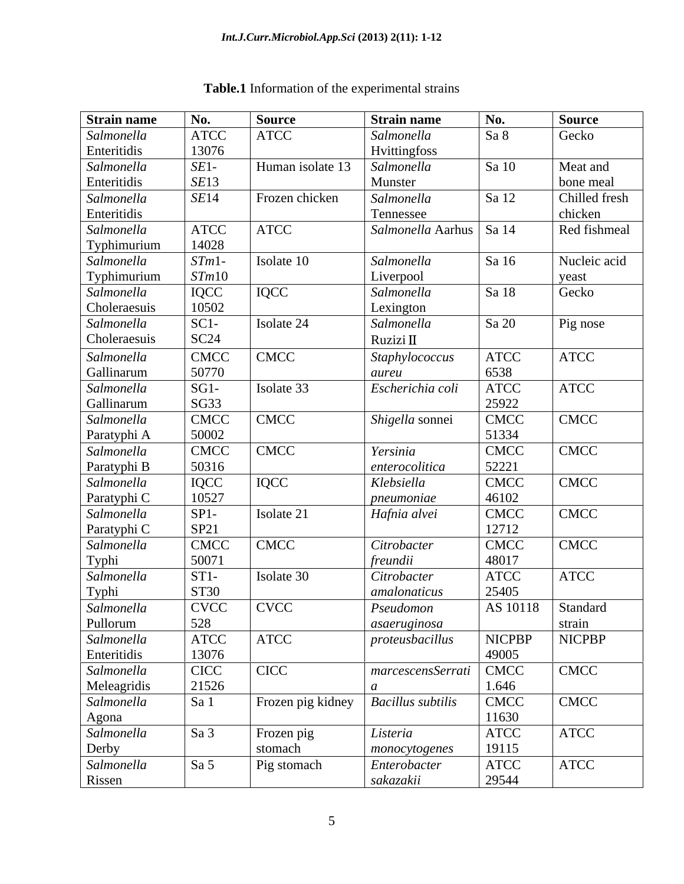**Table.1** Information of the experimental strains

| Strain name | No. | Source | Strain name | No. | Source |
|---|---|---|---|---|---|
| *Salmonella* Enteritidis | ATCC 13076 | ATCC | *Salmonella* Hvittingfoss | Sa 8 | Gecko |
| *Salmonella* Enteritidis | *SE*1-*SE*13 | Human isolate 13 | *Salmonella* Munster | Sa 10 | Meat and bone meal |
| *Salmonella* Enteritidis | *SE*14 | Frozen chicken | *Salmonella* Tennessee | Sa 12 | Chilled fresh chicken |
| *Salmonella* Typhimurium | ATCC 14028 | ATCC | *Salmonella* Aarhus | Sa 14 | Red fishmeal |
| *Salmonella* Typhimurium | *STm*1-*STm*10 | Isolate 10 | *Salmonella* Liverpool | Sa 16 | Nucleic acid yeast |
| *Salmonella* Choleraesuis | IQCC 10502 | IQCC | *Salmonella* Lexington | Sa 18 | Gecko |
| *Salmonella* Choleraesuis | SC1-SC24 | Isolate 24 | *Salmonella* Ruzizi II | Sa 20 | Pig nose |
| *Salmonella* Gallinarum | CMCC 50770 | CMCC | *Staphylococcus aureu* | ATCC 6538 | ATCC |
| *Salmonella* Gallinarum | SG1-SG33 | Isolate 33 | *Escherichia coli* | ATCC 25922 | ATCC |
| *Salmonella* Paratyphi A | CMCC 50002 | CMCC | *Shigella* sonnei | CMCC 51334 | CMCC |
| *Salmonella* Paratyphi B | CMCC 50316 | CMCC | *Yersinia enterocolitica* | CMCC 52221 | CMCC |
| *Salmonella* Paratyphi C | IQCC 10527 | IQCC | *Klebsiella pneumoniae* | CMCC 46102 | CMCC |
| *Salmonella* Paratyphi C | SP1-SP21 | Isolate 21 | *Hafnia alvei* | CMCC 12712 | CMCC |
| *Salmonella* Typhi | CMCC 50071 | CMCC | *Citrobacter freundii* | CMCC 48017 | CMCC |
| *Salmonella* Typhi | ST1-ST30 | Isolate 30 | *Citrobacter amalonaticus* | ATCC 25405 | ATCC |
| *Salmonella* Pullorum | CVCC 528 | CVCC | *Pseudomon asaeruginosa* | AS 10118 | Standard strain |
| *Salmonella* Enteritidis | ATCC 13076 | ATCC | *proteusbacillus* | NICPBP 49005 | NICPBP |
| *Salmonella* Meleagridis | CICC 21526 | CICC | *marcescensSerrati a* | CMCC 1.646 | CMCC |
| *Salmonella* Agona | Sa 1 | Frozen pig kidney | *Bacillus subtilis* | CMCC 11630 | CMCC |
| *Salmonella* Derby | Sa 3 | Frozen pig stomach | *Listeria monocytogenes* | ATCC 19115 | ATCC |
| *Salmonella* Rissen | Sa 5 | Pig stomach | *Enterobacter sakazakii* | ATCC 29544 | ATCC |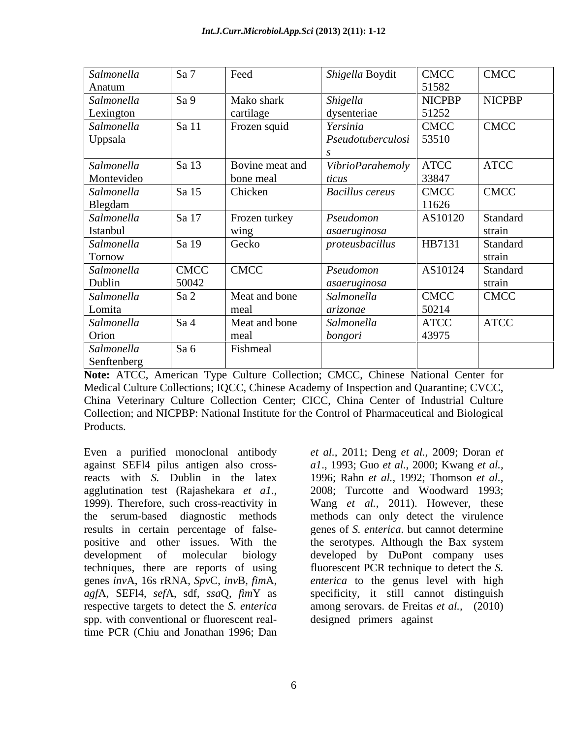| | | | | | |
|---|---|---|---|---|---|
| *Salmonella* Anatum | Sa 7 | Feed | *Shigella* Boydit | CMCC 51582 | CMCC |
| *Salmonella* Lexington | Sa 9 | Mako shark cartilage | *Shigella* dysenteriae | NICPBP 51252 | NICPBP |
| *Salmonella* Uppsala | Sa 11 | Frozen squid | *Yersinia Pseudotuberculosis* | CMCC 53510 | CMCC |
| *Salmonella* Montevideo | Sa 13 | Bovine meat and bone meal | *VibrioParahemolyticus* | ATCC 33847 | ATCC |
| *Salmonella* Blegdam | Sa 15 | Chicken | *Bacillus cereus* | CMCC 11626 | CMCC |
| *Salmonella* Istanbul | Sa 17 | Frozen turkey wing | *Pseudomonasaeruginosa* | AS10120 | Standard strain |
| *Salmonella* Tornow | Sa 19 | Gecko | *proteusbacillus* | HB7131 | Standard strain |
| *Salmonella* Dublin | CMCC 50042 | CMCC | *Pseudomonasaeruginosa* | AS10124 | Standard strain |
| *Salmonella* Lomita | Sa 2 | Meat and bone meal | *Salmonella arizonae* | CMCC 50214 | CMCC |
| *Salmonella* Orion | Sa 4 | Meat and bone meal | *Salmonella bongori* | ATCC 43975 | ATCC |
| *Salmonella* Senftenberg | Sa 6 | Fishmeal | | | |

**Note:** ATCC, American Type Culture Collection; CMCC, Chinese National Center for Medical Culture Collections; IQCC, Chinese Academy of Inspection and Quarantine; CVCC, China Veterinary Culture Collection Center; CICC, China Center of Industrial Culture Collection; and NICPBP: National Institute for the Control of Pharmaceutical and Biological Products.

Even a purified monoclonal antibody against SEFl4 pilus antigen also cross-reacts with *S.* Dublin in the latex agglutination test (Rajashekara *et a1*., 1999). Therefore, such cross-reactivity in the serum-based diagnostic methods results in certain percentage of false-positive and other issues. With the development of molecular biology techniques, there are reports of using genes *inv*A, 16s rRNA, *Spv*C, *inv*B, *fim*A, *agf*A, SEFl4, *sef*A, sdf, *ssa*Q, *fim*Y as respective targets to detect the *S. enterica* spp. with conventional or fluorescent real-time PCR (Chiu and Jonathan 1996; Dan *et al.*, 2011; Deng *et al.*, 2009; Doran *et a1*., 1993; Guo *et al.*, 2000; Kwang *et al.*, 1996; Rahn *et al.*, 1992; Thomson *et al.*, 2008; Turcotte and Woodward 1993; Wang *et al.*, 2011). However, these methods can only detect the virulence genes of *S. enterica*. but cannot determine the serotypes. Although the Bax system developed by DuPont company uses fluorescent PCR technique to detect the *S. enterica* to the genus level with high specificity, it still cannot distinguish among serovars. de Freitas *et al.*, (2010) designed primers against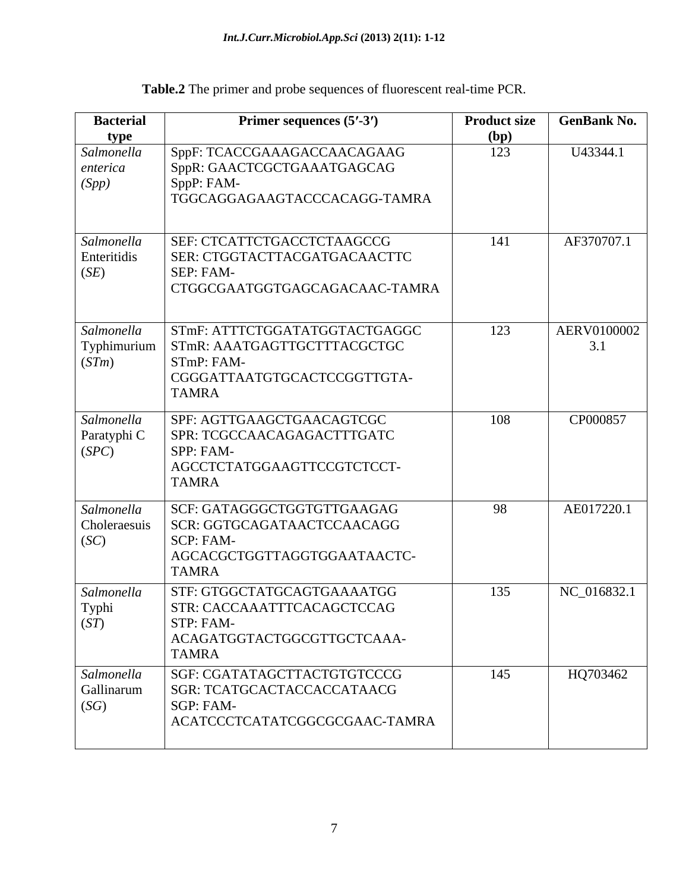**Table.2** The primer and probe sequences of fluorescent real-time PCR.

| Bacterial type | Primer sequences (5′-3′) | Product size (bp) | GenBank No. |
|---|---|---|---|
| *Salmonella enterica (Spp)* | SppF: TCACCGAAAGACCAACAGAAG<br>SppR: GAACTCGCTGAAATGAGCAG<br>SppP: FAM-TGGCAGGAGAAGTACCCACAGG-TAMRA | 123 | U43344.1 |
| *Salmonella* Enteritidis (*SE*) | SEF: CTCATTCTGACCTCTAAGCCG<br>SER: CTGGTACTTACGATGACAACTTC<br>SEP: FAM-CTGGCGAATGGTGAGCAGACAAC-TAMRA | 141 | AF370707.1 |
| *Salmonella* Typhimurium (*STm*) | STmF: ATTTCTGGATATGGTACTGAGGC<br>STmR: AAATGAGTTGCTTTACGCTGC<br>STmP: FAM-CGGGATTAATGTGCACTCCGGTTGTA-TAMRA | 123 | AERV01000023.1 |
| *Salmonella* Paratyphi C (*SPC*) | SPF: AGTTGAAGCTGAACAGTCGC<br>SPR: TCGCCAACAGAGACTTTGATC<br>SPP: FAM-AGCCTCTATGGAAGTTCCGTCTCCT-TAMRA | 108 | CP000857 |
| *Salmonella* Choleraesuis (*SC*) | SCF: GATAGGGCTGGTGTTGAAGAG<br>SCR: GGTGCAGATAACTCCAACAGG<br>SCP: FAM-AGCACGCTGGTTAGGTGGAATAACTC-TAMRA | 98 | AE017220.1 |
| *Salmonella* Typhi (*ST*) | STF: GTGGCTATGCAGTGAAAATGG<br>STR: CACCAAATTTCACAGCTCCAG<br>STP: FAM-ACAGATGGTACTGGCGTTGCTCAAA-TAMRA | 135 | NC_016832.1 |
| *Salmonella* Gallinarum (*SG*) | SGF: CGATATAGCTTACTGTGTCCCG<br>SGR: TCATGCACTACCACCATAACG<br>SGP: FAM-ACATCCCTCATATCGGCGCGAAC-TAMRA | 145 | HQ703462 |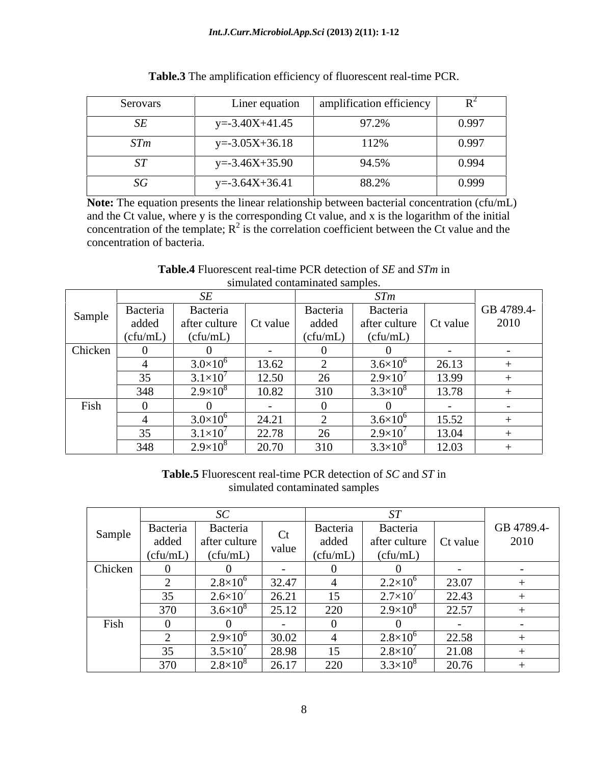**Table.3** The amplification efficiency of fluorescent real-time PCR.

| Serovars | Liner equation | amplification efficiency | $R^2$ |
|---|---|---|---|
| *SE* | y=-3.40X+41.45 | 97.2% | 0.997 |
| *STm* | y=-3.05X+36.18 | 112% | 0.997 |
| *ST* | y=-3.46X+35.90 | 94.5% | 0.994 |
| *SG* | y=-3.64X+36.41 | 88.2% | 0.999 |

**Note:** The equation presents the linear relationship between bacterial concentration (cfu/mL) and the Ct value, where y is the corresponding Ct value, and x is the logarithm of the initial concentration of the template; $R^2$ is the correlation coefficient between the Ct value and the concentration of bacteria.

**Table.4** Fluorescent real-time PCR detection of *SE* and *STm* in simulated contaminated samples.

| Sample | *SE* | | | *STm* | | | GB 4789.4-2010 |
|---|---|---|---|---|---|---|---|
| | Bacteria added (cfu/mL) | Bacteria after culture (cfu/mL) | Ct value | Bacteria added (cfu/mL) | Bacteria after culture (cfu/mL) | Ct value | |
| Chicken | 0 | 0 | - | 0 | 0 | - | - |
| | 4 | $3.0\times10^6$ | 13.62 | 2 | $3.6\times10^6$ | 26.13 | + |
| | 35 | $3.1\times10^7$ | 12.50 | 26 | $2.9\times10^7$ | 13.99 | + |
| | 348 | $2.9\times10^8$ | 10.82 | 310 | $3.3\times10^8$ | 13.78 | + |
| Fish | 0 | 0 | - | 0 | 0 | - | - |
| | 4 | $3.0\times10^6$ | 24.21 | 2 | $3.6\times10^6$ | 15.52 | + |
| | 35 | $3.1\times10^7$ | 22.78 | 26 | $2.9\times10^7$ | 13.04 | + |
| | 348 | $2.9\times10^8$ | 20.70 | 310 | $3.3\times10^8$ | 12.03 | + |

**Table.5** Fluorescent real-time PCR detection of *SC* and *ST* in simulated contaminated samples

| Sample | *SC* | | | *ST* | | | GB 4789.4-2010 |
|---|---|---|---|---|---|---|---|
| | Bacteria added (cfu/mL) | Bacteria after culture (cfu/mL) | Ct value | Bacteria added (cfu/mL) | Bacteria after culture (cfu/mL) | Ct value | |
| Chicken | 0 | 0 | - | 0 | 0 | - | - |
| | 2 | $2.8\times10^6$ | 32.47 | 4 | $2.2\times10^6$ | 23.07 | + |
| | 35 | $2.6\times10^7$ | 26.21 | 15 | $2.7\times10^7$ | 22.43 | + |
| | 370 | $3.6\times10^8$ | 25.12 | 220 | $2.9\times10^8$ | 22.57 | + |
| Fish | 0 | 0 | - | 0 | 0 | - | - |
| | 2 | $2.9\times10^6$ | 30.02 | 4 | $2.8\times10^6$ | 22.58 | + |
| | 35 | $3.5\times10^7$ | 28.98 | 15 | $2.8\times10^7$ | 21.08 | + |
| | 370 | $2.8\times10^8$ | 26.17 | 220 | $3.3\times10^8$ | 20.76 | + |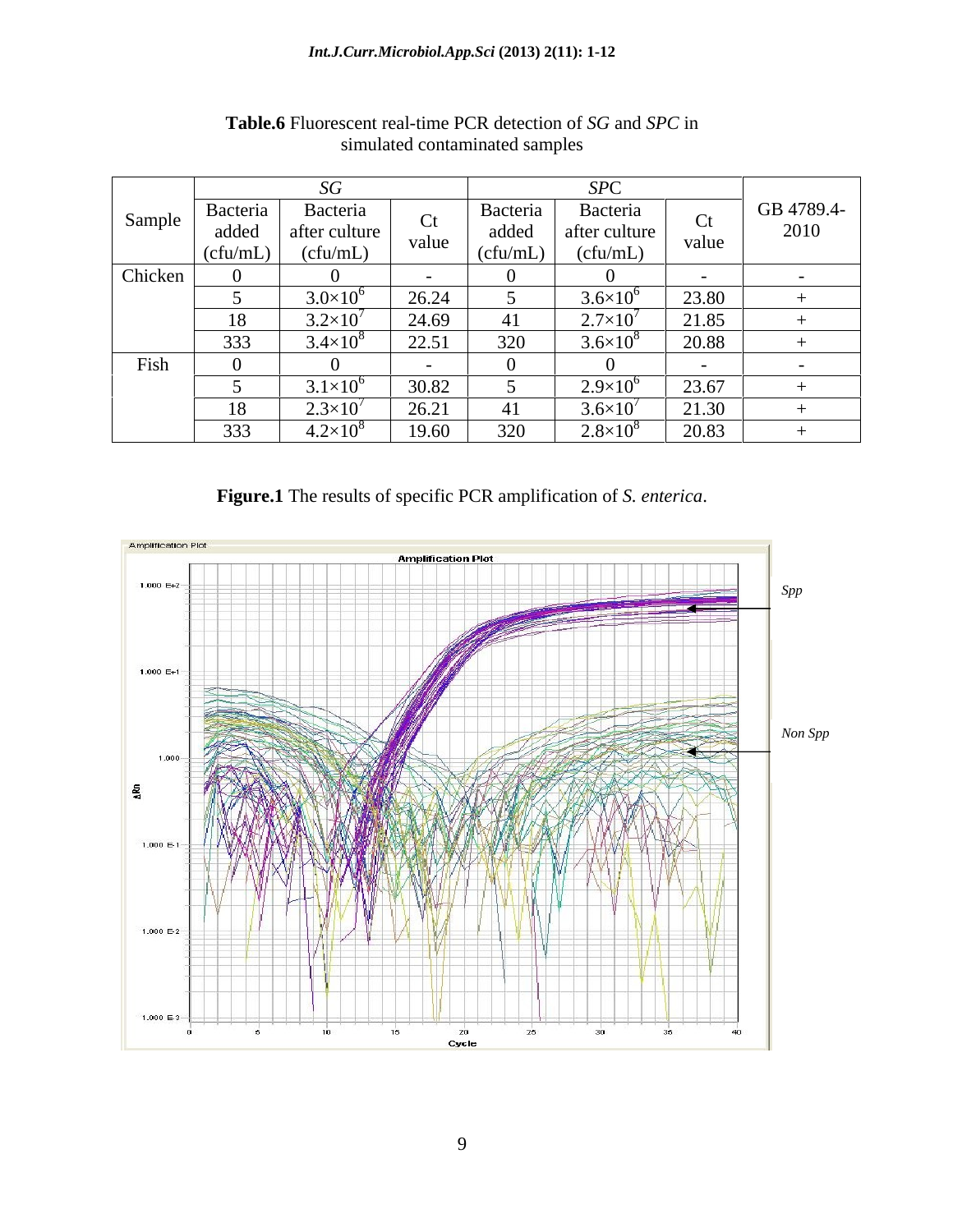**Table.6** Fluorescent real-time PCR detection of *SG* and *SPC* in simulated contaminated samples

| Sample | *SG* | | | *SPC* | | | GB 4789.4-2010 |
|---|---|---|---|---|---|---|---|
| | Bacteria added (cfu/mL) | Bacteria after culture (cfu/mL) | Ct value | Bacteria added (cfu/mL) | Bacteria after culture (cfu/mL) | Ct value | |
| Chicken | 0 | 0 | - | 0 | 0 | - | - |
| | 5 | $3.0\times10^6$ | 26.24 | 5 | $3.6\times10^6$ | 23.80 | + |
| | 18 | $3.2\times10^7$ | 24.69 | 41 | $2.7\times10^7$ | 21.85 | + |
| | 333 | $3.4\times10^8$ | 22.51 | 320 | $3.6\times10^8$ | 20.88 | + |
| Fish | 0 | 0 | - | 0 | 0 | - | - |
| | 5 | $3.1\times10^6$ | 30.82 | 5 | $2.9\times10^6$ | 23.67 | + |
| | 18 | $2.3\times10^7$ | 26.21 | 41 | $3.6\times10^7$ | 21.30 | + |
| | 333 | $4.2\times10^8$ | 19.60 | 320 | $2.8\times10^8$ | 20.83 | + |

**Figure.1** The results of specific PCR amplification of *S. enterica*.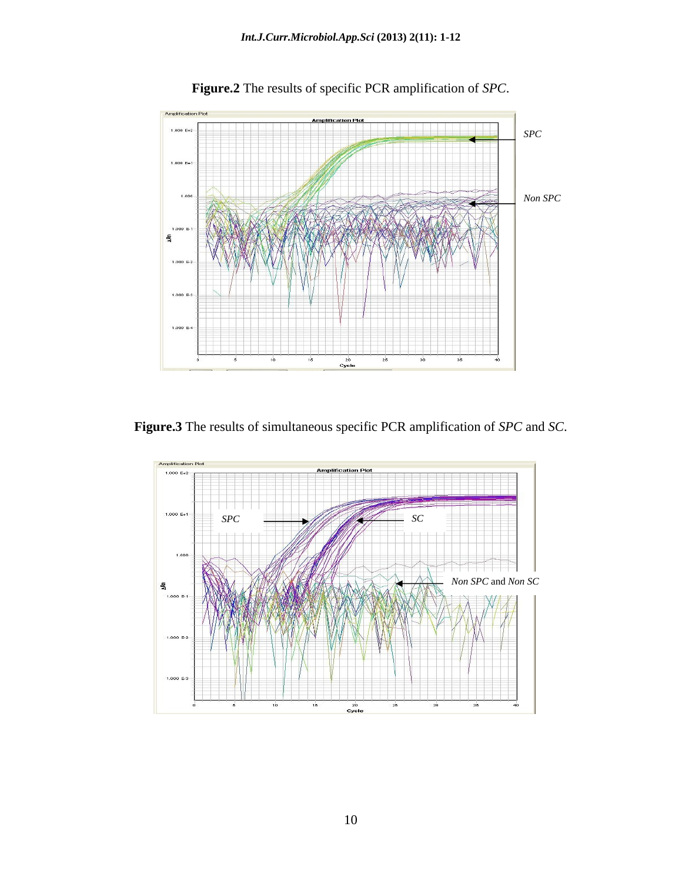**Figure.2** The results of specific PCR amplification of *SPC*.

**Figure.3** The results of simultaneous specific PCR amplification of *SPC* and *SC*.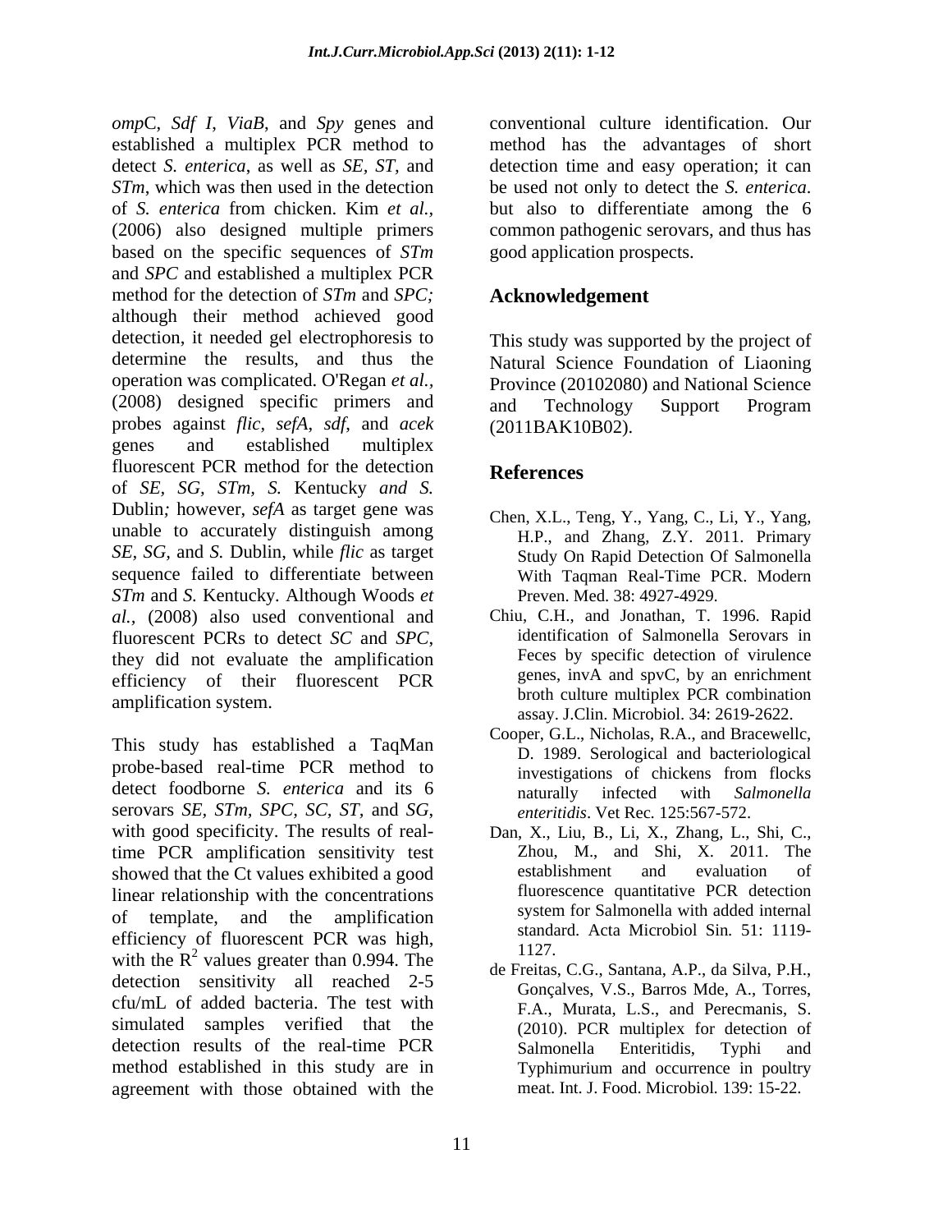*omp*C, *Sdf I*, *ViaB*, and *Spy* genes and established a multiplex PCR method to detect *S. enterica*, as well as *SE, ST,* and *STm*, which was then used in the detection of *S. enterica* from chicken. Kim *et al.*, (2006) also designed multiple primers based on the specific sequences of *STm* and *SPC* and established a multiplex PCR method for the detection of *STm* and *SPC;* although their method achieved good detection, it needed gel electrophoresis to determine the results, and thus the operation was complicated. O'Regan *et al.*, (2008) designed specific primers and probes against *flic*, *sefA*, *sdf*, and *acek* genes and established multiplex fluorescent PCR method for the detection of *SE, SG, STm, S.* Kentucky *and S.* Dublin*;* however, *sefA* as target gene was unable to accurately distinguish among *SE, SG,* and *S.* Dublin, while *flic* as target sequence failed to differentiate between *STm* and *S.* Kentucky. Although Woods *et al.*, (2008) also used conventional and fluorescent PCRs to detect *SC* and *SPC,* they did not evaluate the amplification efficiency of their fluorescent PCR amplification system.

This study has established a TaqMan probe-based real-time PCR method to detect foodborne *S. enterica* and its 6 serovars *SE, STm, SPC, SC, ST,* and *SG,* with good specificity. The results of real-time PCR amplification sensitivity test showed that the Ct values exhibited a good linear relationship with the concentrations of template, and the amplification efficiency of fluorescent PCR was high, with the $R^2$ values greater than 0.994. The detection sensitivity all reached 2-5 cfu/mL of added bacteria. The test with simulated samples verified that the detection results of the real-time PCR method established in this study are in agreement with those obtained with the conventional culture identification. Our method has the advantages of short detection time and easy operation; it can be used not only to detect the *S. enterica*. but also to differentiate among the 6 common pathogenic serovars, and thus has good application prospects.

## Acknowledgement

This study was supported by the project of Natural Science Foundation of Liaoning Province (20102080) and National Science and Technology Support Program (2011BAK10B02).

## References

Chen, X.L., Teng, Y., Yang, C., Li, Y., Yang, H.P., and Zhang, Z.Y. 2011. Primary Study On Rapid Detection Of Salmonella With Taqman Real-Time PCR. Modern Preven. Med. 38: 4927-4929.

Chiu, C.H., and Jonathan, T. 1996. Rapid identification of Salmonella Serovars in Feces by specific detection of virulence genes, invA and spvC, by an enrichment broth culture multiplex PCR combination assay. J.Clin. Microbiol. 34: 2619-2622.

Cooper, G.L., Nicholas, R.A., and Bracewellc, D. 1989. Serological and bacteriological investigations of chickens from flocks naturally infected with *Salmonella enteritidis*. Vet Rec. 125:567-572.

Dan, X., Liu, B., Li, X., Zhang, L., Shi, C., Zhou, M., and Shi, X. 2011. The establishment and evaluation of fluorescence quantitative PCR detection system for Salmonella with added internal standard. Acta Microbiol Sin. 51: 1119-1127.

de Freitas, C.G., Santana, A.P., da Silva, P.H., Gonçalves, V.S., Barros Mde, A., Torres, F.A., Murata, L.S., and Perecmanis, S. (2010). PCR multiplex for detection of Salmonella Enteritidis, Typhi and Typhimurium and occurrence in poultry meat. Int. J. Food. Microbiol. 139: 15-22.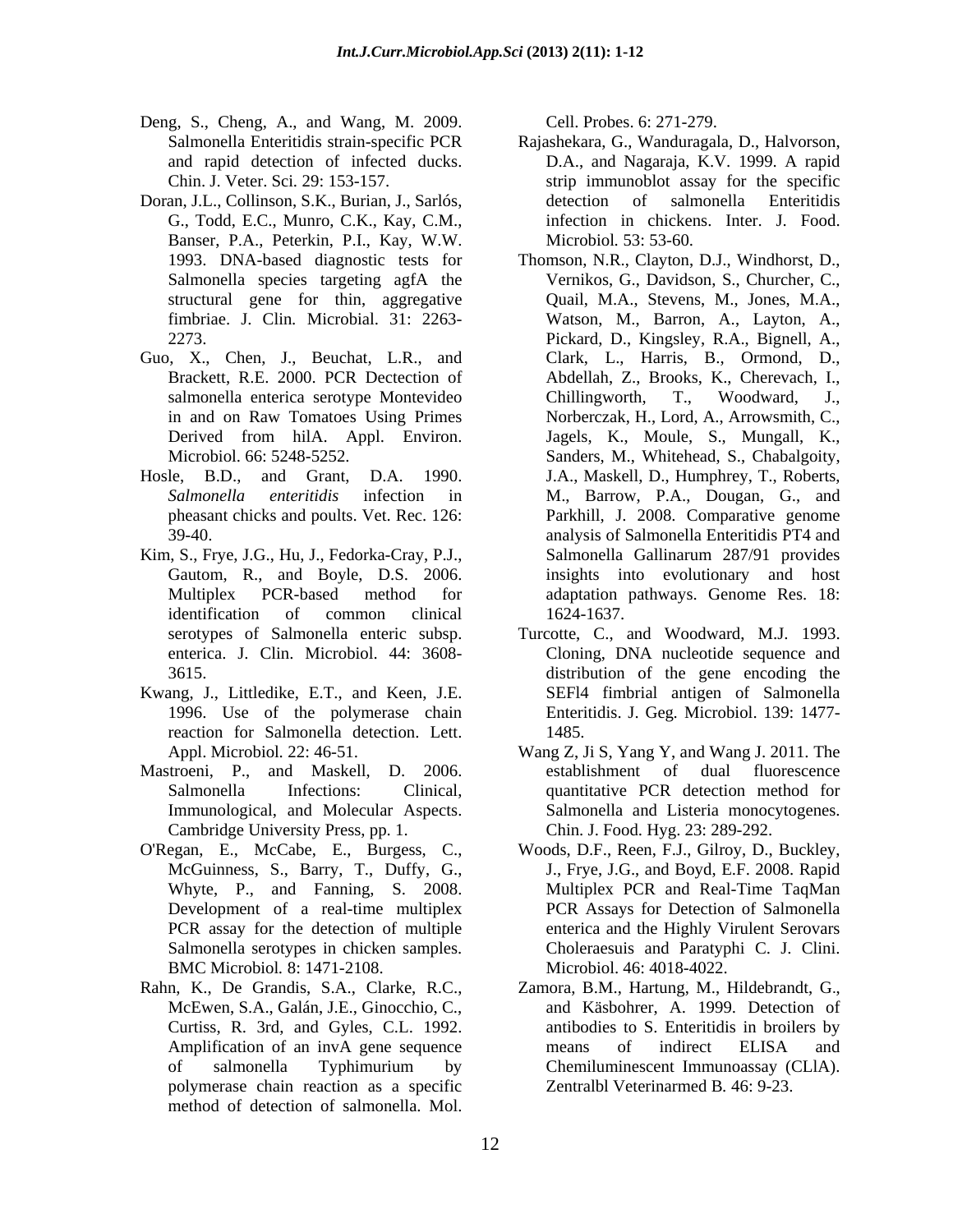Deng, S., Cheng, A., and Wang, M. 2009. Salmonella Enteritidis strain-specific PCR and rapid detection of infected ducks. Chin. J. Veter. Sci. 29: 153-157.

Doran, J.L., Collinson, S.K., Burian, J., Sarlós, G., Todd, E.C., Munro, C.K., Kay, C.M., Banser, P.A., Peterkin, P.I., Kay, W.W. 1993. DNA-based diagnostic tests for Salmonella species targeting agfA the structural gene for thin, aggregative fimbriae. J. Clin. Microbial. 31: 2263-2273.

Guo, X., Chen, J., Beuchat, L.R., and Brackett, R.E. 2000. PCR Dectection of salmonella enterica serotype Montevideo in and on Raw Tomatoes Using Primes Derived from hilA. Appl. Environ. Microbiol. 66: 5248-5252.

Hosle, B.D., and Grant, D.A. 1990. *Salmonella enteritidis* infection in pheasant chicks and poults. Vet. Rec. 126: 39-40.

Kim, S., Frye, J.G., Hu, J., Fedorka-Cray, P.J., Gautom, R., and Boyle, D.S. 2006. Multiplex PCR-based method for identification of common clinical serotypes of Salmonella enteric subsp. enterica. J. Clin. Microbiol. 44: 3608-3615.

Kwang, J., Littledike, E.T., and Keen, J.E. 1996. Use of the polymerase chain reaction for Salmonella detection. Lett. Appl. Microbiol. 22: 46-51.

Mastroeni, P., and Maskell, D. 2006. Salmonella Infections: Clinical, Immunological, and Molecular Aspects. Cambridge University Press, pp. 1.

O'Regan, E., McCabe, E., Burgess, C., McGuinness, S., Barry, T., Duffy, G., Whyte, P., and Fanning, S. 2008. Development of a real-time multiplex PCR assay for the detection of multiple Salmonella serotypes in chicken samples. BMC Microbiol. 8: 1471-2108.

Rahn, K., De Grandis, S.A., Clarke, R.C., McEwen, S.A., Galán, J.E., Ginocchio, C., Curtiss, R. 3rd, and Gyles, C.L. 1992. Amplification of an invA gene sequence of salmonella Typhimurium by polymerase chain reaction as a specific method of detection of salmonella. Mol. Cell. Probes. 6: 271-279.

Rajashekara, G., Wanduragala, D., Halvorson, D.A., and Nagaraja, K.V. 1999. A rapid strip immunoblot assay for the specific detection of salmonella Enteritidis infection in chickens. Inter. J. Food. Microbiol. 53: 53-60.

Thomson, N.R., Clayton, D.J., Windhorst, D., Vernikos, G., Davidson, S., Churcher, C., Quail, M.A., Stevens, M., Jones, M.A., Watson, M., Barron, A., Layton, A., Pickard, D., Kingsley, R.A., Bignell, A., Clark, L., Harris, B., Ormond, D., Abdellah, Z., Brooks, K., Cherevach, I., Chillingworth, T., Woodward, J., Norberczak, H., Lord, A., Arrowsmith, C., Jagels, K., Moule, S., Mungall, K., Sanders, M., Whitehead, S., Chabalgoity, J.A., Maskell, D., Humphrey, T., Roberts, M., Barrow, P.A., Dougan, G., and Parkhill, J. 2008. Comparative genome analysis of Salmonella Enteritidis PT4 and Salmonella Gallinarum 287/91 provides insights into evolutionary and host adaptation pathways. Genome Res. 18: 1624-1637.

Turcotte, C., and Woodward, M.J. 1993. Cloning, DNA nucleotide sequence and distribution of the gene encoding the SEFl4 fimbrial antigen of Salmonella Enteritidis. J. Geg. Microbiol. 139: 1477-1485.

Wang Z, Ji S, Yang Y, and Wang J. 2011. The establishment of dual fluorescence quantitative PCR detection method for Salmonella and Listeria monocytogenes. Chin. J. Food. Hyg. 23: 289-292.

Woods, D.F., Reen, F.J., Gilroy, D., Buckley, J., Frye, J.G., and Boyd, E.F. 2008. Rapid Multiplex PCR and Real-Time TaqMan PCR Assays for Detection of Salmonella enterica and the Highly Virulent Serovars Choleraesuis and Paratyphi C. J. Clini. Microbiol. 46: 4018-4022.

Zamora, B.M., Hartung, M., Hildebrandt, G., and Käsbohrer, A. 1999. Detection of antibodies to S. Enteritidis in broilers by means of indirect ELISA and Chemiluminescent Immunoassay (CLlA). Zentralbl Veterinarmed B. 46: 9-23.